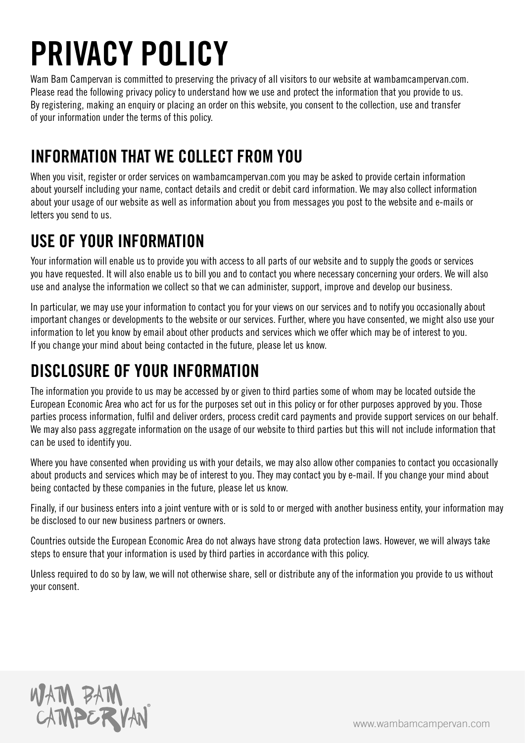# PRIVACY POLICY

Wam Bam Campervan is committed to preserving the privacy of all visitors to our website at wambamcampervan.com. Please read the following privacy policy to understand how we use and protect the information that you provide to us. By registering, making an enquiry or placing an order on this website, you consent to the collection, use and transfer of your information under the terms of this policy.

## INFORMATION THAT WE COLLECT FROM YOU

When you visit, register or order services on wambamcampervan.com you may be asked to provide certain information about yourself including your name, contact details and credit or debit card information. We may also collect information about your usage of our website as well as information about you from messages you post to the website and e-mails or letters you send to us.

## USE OF YOUR INFORMATION

Your information will enable us to provide you with access to all parts of our website and to supply the goods or services you have requested. It will also enable us to bill you and to contact you where necessary concerning your orders. We will also use and analyse the information we collect so that we can administer, support, improve and develop our business.

In particular, we may use your information to contact you for your views on our services and to notify you occasionally about important changes or developments to the website or our services. Further, where you have consented, we might also use your information to let you know by email about other products and services which we offer which may be of interest to you. If you change your mind about being contacted in the future, please let us know.

## DISCLOSURE OF YOUR INFORMATION

The information you provide to us may be accessed by or given to third parties some of whom may be located outside the European Economic Area who act for us for the purposes set out in this policy or for other purposes approved by you. Those parties process information, fulfil and deliver orders, process credit card payments and provide support services on our behalf. We may also pass aggregate information on the usage of our website to third parties but this will not include information that can be used to identify you.

Where you have consented when providing us with your details, we may also allow other companies to contact you occasionally about products and services which may be of interest to you. They may contact you by e-mail. If you change your mind about being contacted by these companies in the future, please let us know.

Finally, if our business enters into a joint venture with or is sold to or merged with another business entity, your information may be disclosed to our new business partners or owners.

Countries outside the European Economic Area do not always have strong data protection laws. However, we will always take steps to ensure that your information is used by third parties in accordance with this policy.

Unless required to do so by law, we will not otherwise share, sell or distribute any of the information you provide to us without your consent.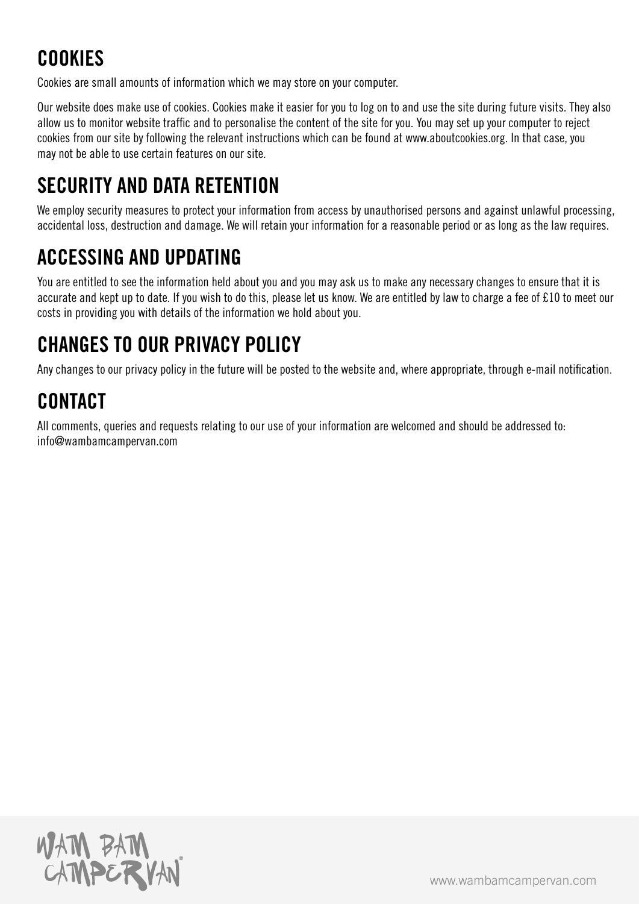## COOKIES

Cookies are small amounts of information which we may store on your computer.

Our website does make use of cookies. Cookies make it easier for you to log on to and use the site during future visits. They also allow us to monitor website traffic and to personalise the content of the site for you. You may set up your computer to reject cookies from our site by following the relevant instructions which can be found at www.aboutcookies.org. In that case, you may not be able to use certain features on our site.

## SECURITY AND DATA RETENTION

We employ security measures to protect your information from access by unauthorised persons and against unlawful processing, accidental loss, destruction and damage. We will retain your information for a reasonable period or as long as the law requires.

## ACCESSING AND UPDATING

You are entitled to see the information held about you and you may ask us to make any necessary changes to ensure that it is accurate and kept up to date. If you wish to do this, please let us know. We are entitled by law to charge a fee of £10 to meet our costs in providing you with details of the information we hold about you.

## CHANGES TO OUR PRIVACY POLICY

Any changes to our privacy policy in the future will be posted to the website and, where appropriate, through e-mail notification.

## CONTACT

All comments, queries and requests relating to our use of your information are welcomed and should be addressed to: info@wambamcampervan.com